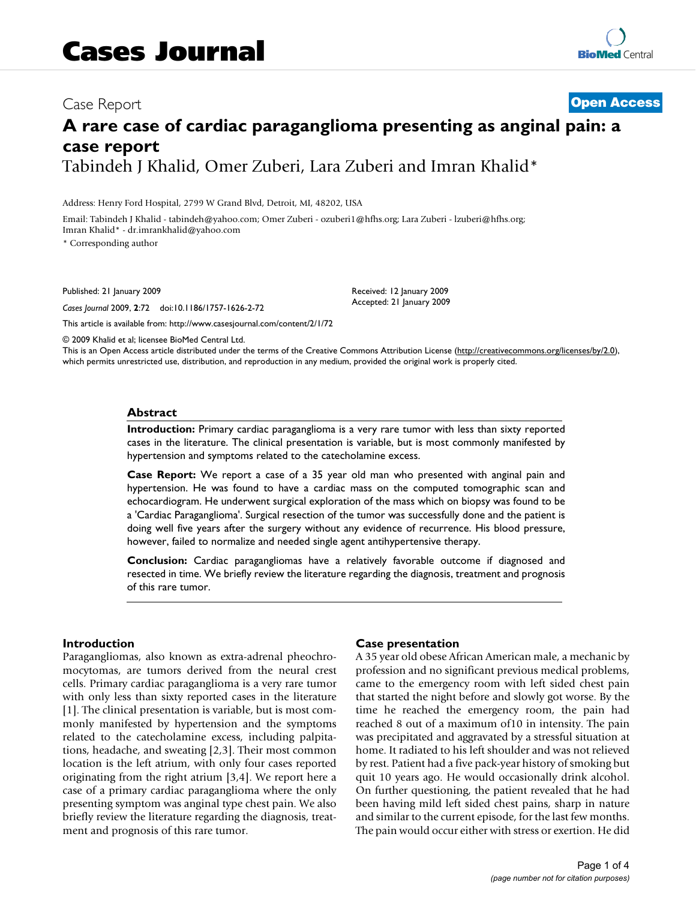# Cases Journal

Case Report

**Open Access**

# A rare case of cardiac paraganglioma presenting as anginal pain: a case report

Tabindeh J Khalid, Omer Zuberi, Lara Zuberi and Imran Khalid*

Address: Henry Ford Hospital, 2799 W Grand Blvd, Detroit, MI, 48202, USA

Email: Tabindeh J Khalid - tabindeh@yahoo.com; Omer Zuberi - ozuberi1@hfhs.org; Lara Zuberi - lzuberi@hfhs.org; Imran Khalid* - dr.imrankhalid@yahoo.com

* Corresponding author

Published: 21 January 2009

*Cases Journal* 2009, **2**:72 doi:10.1186/1757-1626-2-72

Received: 12 January 2009
Accepted: 21 January 2009

This article is available from: http://www.casesjournal.com/content/2/1/72

© 2009 Khalid et al; licensee BioMed Central Ltd.

This is an Open Access article distributed under the terms of the Creative Commons Attribution License (http://creativecommons.org/licenses/by/2.0), which permits unrestricted use, distribution, and reproduction in any medium, provided the original work is properly cited.

## Abstract

**Introduction:** Primary cardiac paraganglioma is a very rare tumor with less than sixty reported cases in the literature. The clinical presentation is variable, but is most commonly manifested by hypertension and symptoms related to the catecholamine excess.

**Case Report:** We report a case of a 35 year old man who presented with anginal pain and hypertension. He was found to have a cardiac mass on the computed tomographic scan and echocardiogram. He underwent surgical exploration of the mass which on biopsy was found to be a 'Cardiac Paraganglioma'. Surgical resection of the tumor was successfully done and the patient is doing well five years after the surgery without any evidence of recurrence. His blood pressure, however, failed to normalize and needed single agent antihypertensive therapy.

**Conclusion:** Cardiac paragangliomas have a relatively favorable outcome if diagnosed and resected in time. We briefly review the literature regarding the diagnosis, treatment and prognosis of this rare tumor.

## Introduction

Paragangliomas, also known as extra-adrenal pheochromocytomas, are tumors derived from the neural crest cells. Primary cardiac paraganglioma is a very rare tumor with only less than sixty reported cases in the literature [1]. The clinical presentation is variable, but is most commonly manifested by hypertension and the symptoms related to the catecholamine excess, including palpitations, headache, and sweating [2,3]. Their most common location is the left atrium, with only four cases reported originating from the right atrium [3,4]. We report here a case of a primary cardiac paraganglioma where the only presenting symptom was anginal type chest pain. We also briefly review the literature regarding the diagnosis, treatment and prognosis of this rare tumor.

## Case presentation

A 35 year old obese African American male, a mechanic by profession and no significant previous medical problems, came to the emergency room with left sided chest pain that started the night before and slowly got worse. By the time he reached the emergency room, the pain had reached 8 out of a maximum of10 in intensity. The pain was precipitated and aggravated by a stressful situation at home. It radiated to his left shoulder and was not relieved by rest. Patient had a five pack-year history of smoking but quit 10 years ago. He would occasionally drink alcohol. On further questioning, the patient revealed that he had been having mild left sided chest pains, sharp in nature and similar to the current episode, for the last few months. The pain would occur either with stress or exertion. He did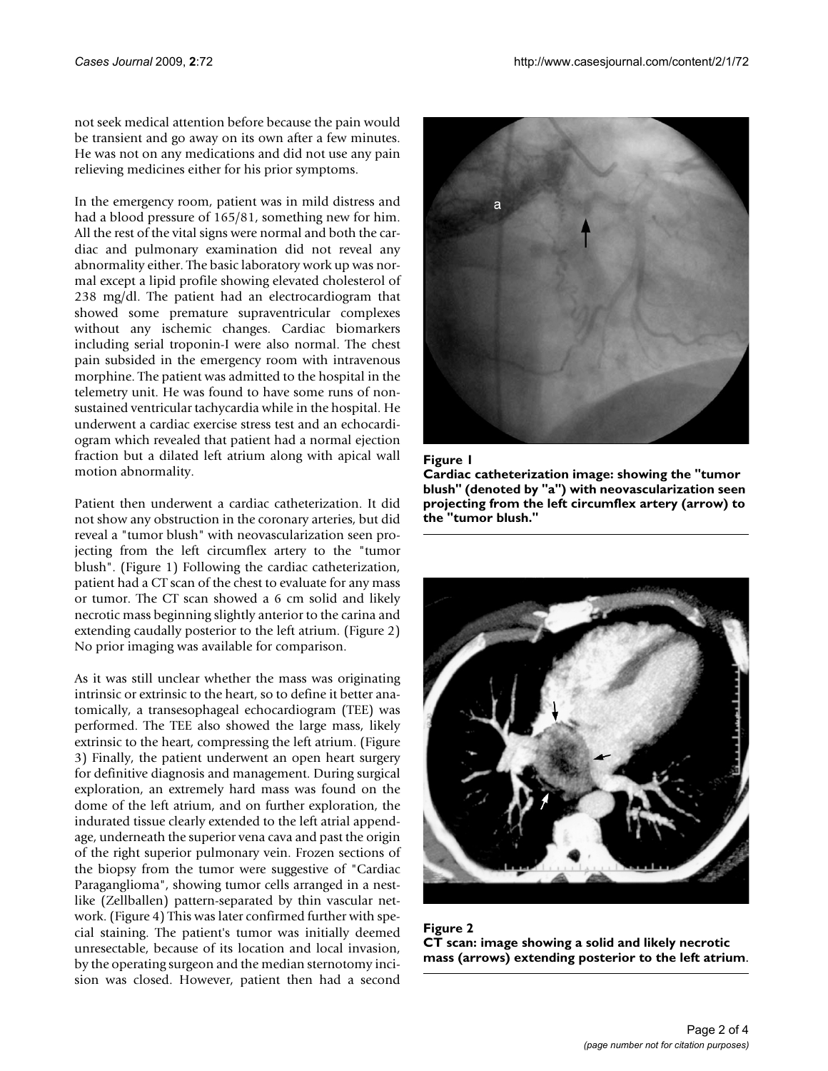not seek medical attention before because the pain would be transient and go away on its own after a few minutes. He was not on any medications and did not use any pain relieving medicines either for his prior symptoms.

In the emergency room, patient was in mild distress and had a blood pressure of 165/81, something new for him. All the rest of the vital signs were normal and both the cardiac and pulmonary examination did not reveal any abnormality either. The basic laboratory work up was normal except a lipid profile showing elevated cholesterol of 238 mg/dl. The patient had an electrocardiogram that showed some premature supraventricular complexes without any ischemic changes. Cardiac biomarkers including serial troponin-I were also normal. The chest pain subsided in the emergency room with intravenous morphine. The patient was admitted to the hospital in the telemetry unit. He was found to have some runs of non-sustained ventricular tachycardia while in the hospital. He underwent a cardiac exercise stress test and an echocardiogram which revealed that patient had a normal ejection fraction but a dilated left atrium along with apical wall motion abnormality.

Patient then underwent a cardiac catheterization. It did not show any obstruction in the coronary arteries, but did reveal a "tumor blush" with neovascularization seen projecting from the left circumflex artery to the "tumor blush". (Figure 1) Following the cardiac catheterization, patient had a CT scan of the chest to evaluate for any mass or tumor. The CT scan showed a 6 cm solid and likely necrotic mass beginning slightly anterior to the carina and extending caudally posterior to the left atrium. (Figure 2) No prior imaging was available for comparison.

As it was still unclear whether the mass was originating intrinsic or extrinsic to the heart, so to define it better anatomically, a transesophageal echocardiogram (TEE) was performed. The TEE also showed the large mass, likely extrinsic to the heart, compressing the left atrium. (Figure 3) Finally, the patient underwent an open heart surgery for definitive diagnosis and management. During surgical exploration, an extremely hard mass was found on the dome of the left atrium, and on further exploration, the indurated tissue clearly extended to the left atrial appendage, underneath the superior vena cava and past the origin of the right superior pulmonary vein. Frozen sections of the biopsy from the tumor were suggestive of "Cardiac Paraganglioma", showing tumor cells arranged in a nest-like (Zellballen) pattern-separated by thin vascular network. (Figure 4) This was later confirmed further with special staining. The patient's tumor was initially deemed unresectable, because of its location and local invasion, by the operating surgeon and the median sternotomy incision was closed. However, patient then had a second

**Figure 1**
**Cardiac catheterization image: showing the "tumor blush" (denoted by "a") with neovascularization seen projecting from the left circumflex artery (arrow) to the "tumor blush."**

**Figure 2**
**CT scan: image showing a solid and likely necrotic mass (arrows) extending posterior to the left atrium.**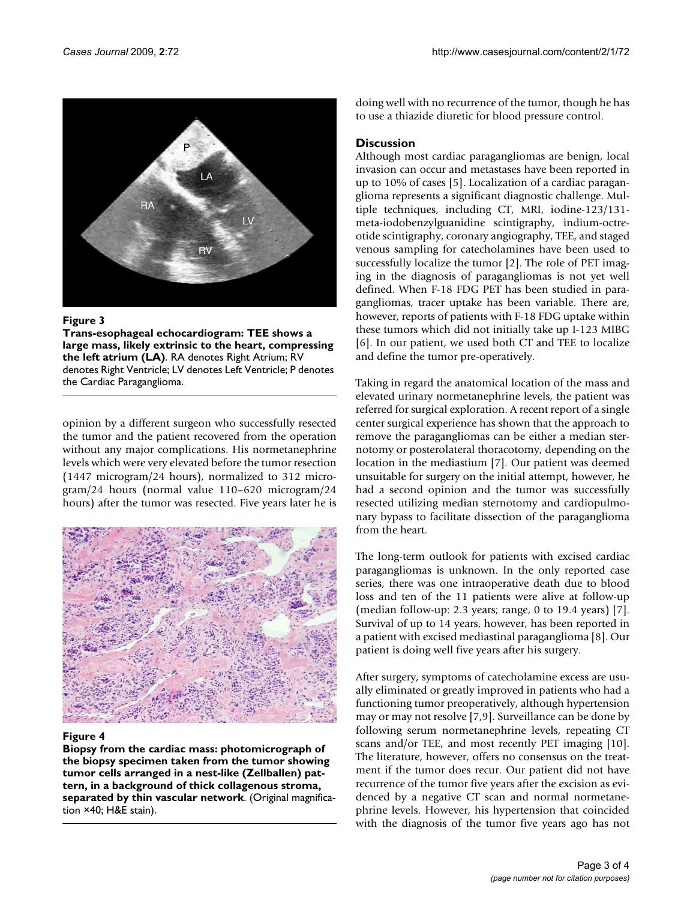**Figure 3**

**Trans-esophageal echocardiogram: TEE shows a large mass, likely extrinsic to the heart, compressing the left atrium (LA)**. RA denotes Right Atrium; RV denotes Right Ventricle; LV denotes Left Ventricle; P denotes the Cardiac Paraganglioma.

opinion by a different surgeon who successfully resected the tumor and the patient recovered from the operation without any major complications. His normetanephrine levels which were very elevated before the tumor resection (1447 microgram/24 hours), normalized to 312 microgram/24 hours (normal value 110–620 microgram/24 hours) after the tumor was resected. Five years later he is doing well with no recurrence of the tumor, though he has to use a thiazide diuretic for blood pressure control.

**Figure 4**

**Biopsy from the cardiac mass: photomicrograph of the biopsy specimen taken from the tumor showing tumor cells arranged in a nest-like (Zellballen) pattern, in a background of thick collagenous stroma, separated by thin vascular network**. (Original magnification ×40; H&E stain).

## Discussion

Although most cardiac paragangliomas are benign, local invasion can occur and metastases have been reported in up to 10% of cases [5]. Localization of a cardiac paraganglioma represents a significant diagnostic challenge. Multiple techniques, including CT, MRI, iodine-123/131-meta-iodobenzylguanidine scintigraphy, indium-octreotide scintigraphy, coronary angiography, TEE, and staged venous sampling for catecholamines have been used to successfully localize the tumor [2]. The role of PET imaging in the diagnosis of paragangliomas is not yet well defined. When F-18 FDG PET has been studied in paragangliomas, tracer uptake has been variable. There are, however, reports of patients with F-18 FDG uptake within these tumors which did not initially take up I-123 MIBG [6]. In our patient, we used both CT and TEE to localize and define the tumor pre-operatively.

Taking in regard the anatomical location of the mass and elevated urinary normetanephrine levels, the patient was referred for surgical exploration. A recent report of a single center surgical experience has shown that the approach to remove the paragangliomas can be either a median sternotomy or posterolateral thoracotomy, depending on the location in the mediastium [7]. Our patient was deemed unsuitable for surgery on the initial attempt, however, he had a second opinion and the tumor was successfully resected utilizing median sternotomy and cardiopulmonary bypass to facilitate dissection of the paraganglioma from the heart.

The long-term outlook for patients with excised cardiac paragangliomas is unknown. In the only reported case series, there was one intraoperative death due to blood loss and ten of the 11 patients were alive at follow-up (median follow-up: 2.3 years; range, 0 to 19.4 years) [7]. Survival of up to 14 years, however, has been reported in a patient with excised mediastinal paraganglioma [8]. Our patient is doing well five years after his surgery.

After surgery, symptoms of catecholamine excess are usually eliminated or greatly improved in patients who had a functioning tumor preoperatively, although hypertension may or may not resolve [7,9]. Surveillance can be done by following serum normetanephrine levels, repeating CT scans and/or TEE, and most recently PET imaging [10]. The literature, however, offers no consensus on the treatment if the tumor does recur. Our patient did not have recurrence of the tumor five years after the excision as evidenced by a negative CT scan and normal normetanephrine levels. However, his hypertension that coincided with the diagnosis of the tumor five years ago has not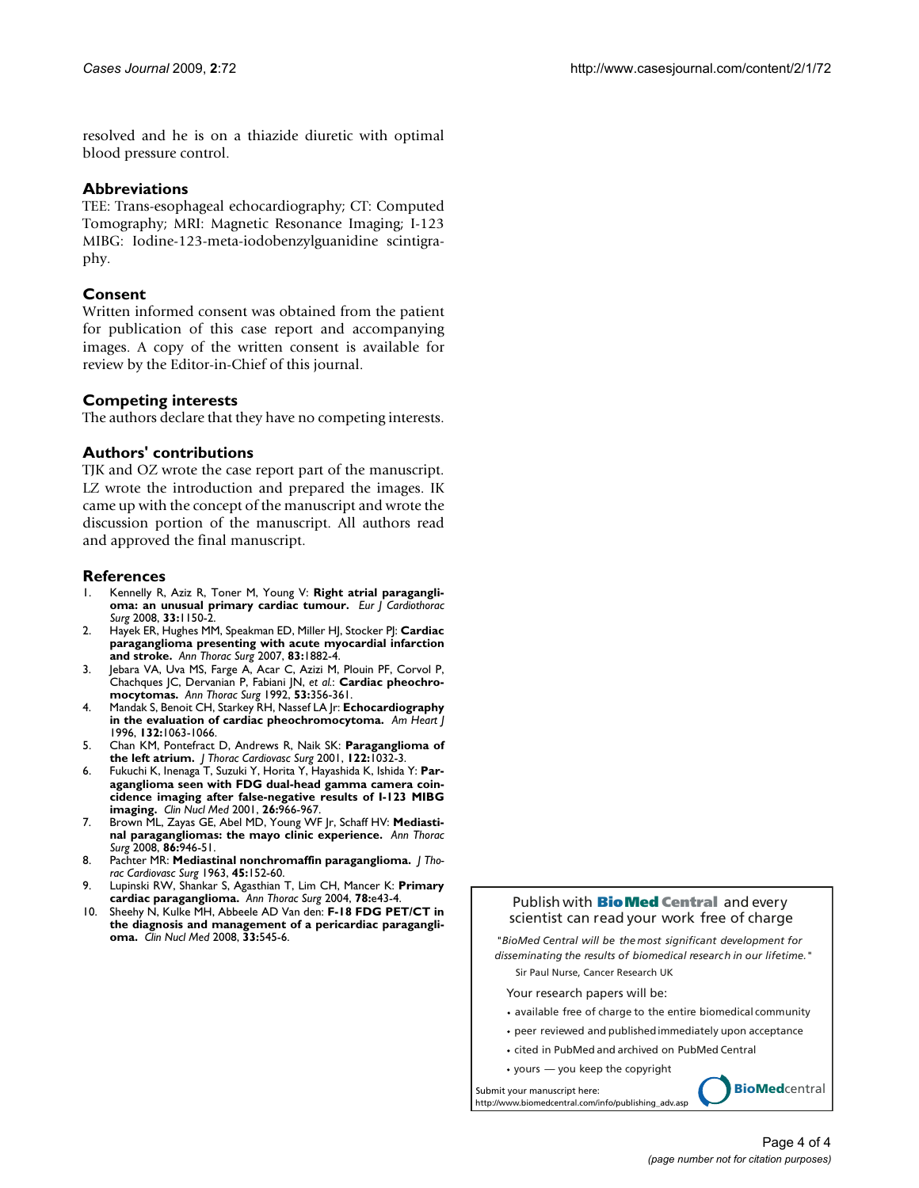resolved and he is on a thiazide diuretic with optimal blood pressure control.

## Abbreviations

TEE: Trans-esophageal echocardiography; CT: Computed Tomography; MRI: Magnetic Resonance Imaging; I-123 MIBG: Iodine-123-meta-iodobenzylguanidine scintigraphy.

## Consent

Written informed consent was obtained from the patient for publication of this case report and accompanying images. A copy of the written consent is available for review by the Editor-in-Chief of this journal.

## Competing interests

The authors declare that they have no competing interests.

## Authors' contributions

TJK and OZ wrote the case report part of the manuscript. LZ wrote the introduction and prepared the images. IK came up with the concept of the manuscript and wrote the discussion portion of the manuscript. All authors read and approved the final manuscript.

## References

1. Kennelly R, Aziz R, Toner M, Young V: **Right atrial paraganglioma: an unusual primary cardiac tumour.** *Eur J Cardiothorac Surg* 2008, **33:**1150-2.
2. Hayek ER, Hughes MM, Speakman ED, Miller HJ, Stocker PJ: **Cardiac paraganglioma presenting with acute myocardial infarction and stroke.** *Ann Thorac Surg* 2007, **83:**1882-4.
3. Jebara VA, Uva MS, Farge A, Acar C, Azizi M, Plouin PF, Corvol P, Chachques JC, Dervanian P, Fabiani JN, *et al.*: **Cardiac pheochromocytomas.** *Ann Thorac Surg* 1992, **53:**356-361.
4. Mandak S, Benoit CH, Starkey RH, Nassef LA Jr: **Echocardiography in the evaluation of cardiac pheochromocytoma.** *Am Heart J* 1996, **132:**1063-1066.
5. Chan KM, Pontefract D, Andrews R, Naik SK: **Paraganglioma of the left atrium.** *J Thorac Cardiovasc Surg* 2001, **122:**1032-3.
6. Fukuchi K, Inenaga T, Suzuki Y, Horita Y, Hayashida K, Ishida Y: **Paraganglioma seen with FDG dual-head gamma camera coincidence imaging after false-negative results of I-123 MIBG imaging.** *Clin Nucl Med* 2001, **26:**966-967.
7. Brown ML, Zayas GE, Abel MD, Young WF Jr, Schaff HV: **Mediastinal paragangliomas: the mayo clinic experience.** *Ann Thorac Surg* 2008, **86:**946-51.
8. Pachter MR: **Mediastinal nonchromaffin paraganglioma.** *J Thorac Cardiovasc Surg* 1963, **45:**152-60.
9. Lupinski RW, Shankar S, Agasthian T, Lim CH, Mancer K: **Primary cardiac paraganglioma.** *Ann Thorac Surg* 2004, **78:**e43-4.
10. Sheehy N, Kulke MH, Abbeele AD Van den: **F-18 FDG PET/CT in the diagnosis and management of a pericardiac paraganglioma.** *Clin Nucl Med* 2008, **33:**545-6.

Publish with **BioMed Central** and every scientist can read your work free of charge

*"BioMed Central will be the most significant development for disseminating the results of biomedical research in our lifetime."*
Sir Paul Nurse, Cancer Research UK

Your research papers will be:

- available free of charge to the entire biomedical community
- peer reviewed and published immediately upon acceptance
- cited in PubMed and archived on PubMed Central
- yours — you keep the copyright

Submit your manuscript here:
http://www.biomedcentral.com/info/publishing_adv.asp

BioMedcentral